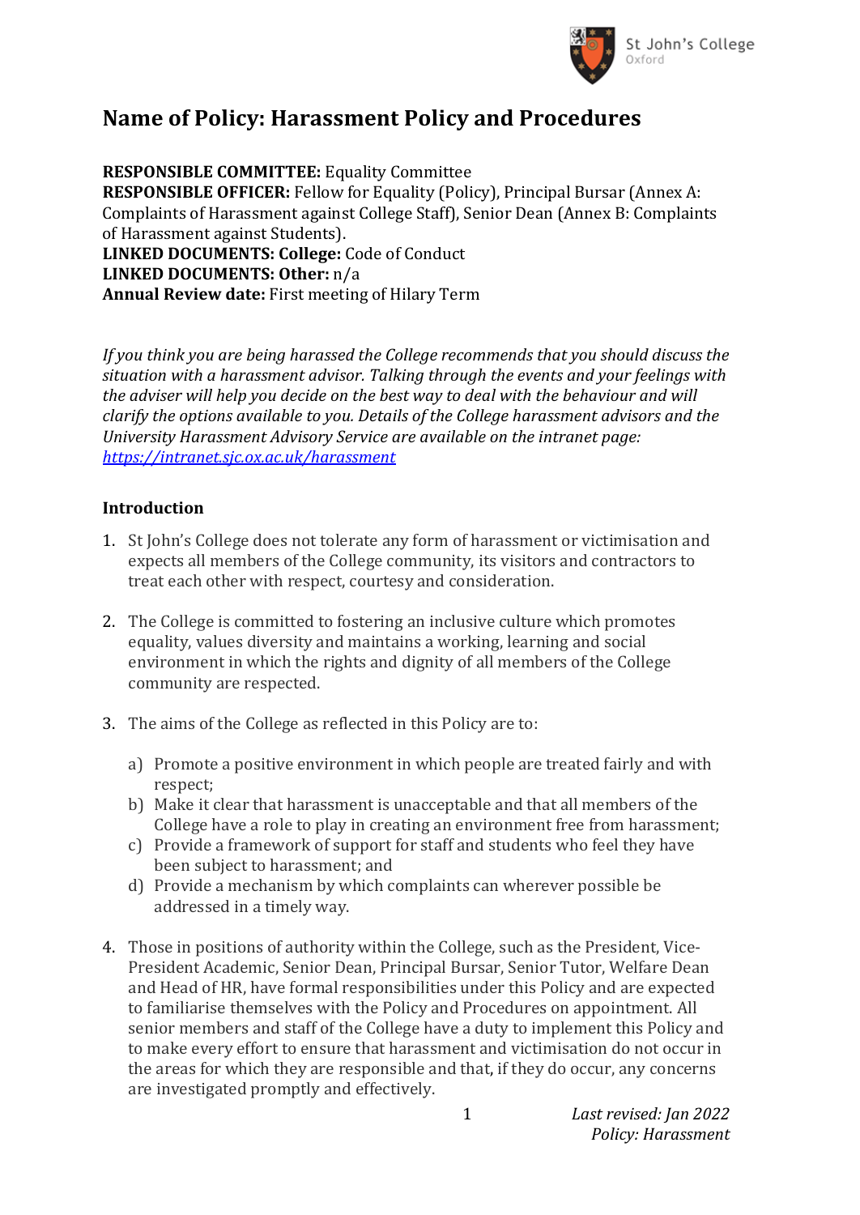# Name of Policy: Harassment Policy and Procedures

**RESPONSIBLE COMMITTEE:** Equality Committee
**RESPONSIBLE OFFICER:** Fellow for Equality (Policy), Principal Bursar (Annex A: Complaints of Harassment against College Staff), Senior Dean (Annex B: Complaints of Harassment against Students).
**LINKED DOCUMENTS: College:** Code of Conduct
**LINKED DOCUMENTS: Other:** n/a
**Annual Review date:** First meeting of Hilary Term

*If you think you are being harassed the College recommends that you should discuss the situation with a harassment advisor. Talking through the events and your feelings with the adviser will help you decide on the best way to deal with the behaviour and will clarify the options available to you. Details of the College harassment advisors and the University Harassment Advisory Service are available on the intranet page: [https://intranet.sjc.ox.ac.uk/harassment](https://intranet.sjc.ox.ac.uk/harassment)*

## Introduction

1. St John's College does not tolerate any form of harassment or victimisation and expects all members of the College community, its visitors and contractors to treat each other with respect, courtesy and consideration.

2. The College is committed to fostering an inclusive culture which promotes equality, values diversity and maintains a working, learning and social environment in which the rights and dignity of all members of the College community are respected.

3. The aims of the College as reflected in this Policy are to:

   a) Promote a positive environment in which people are treated fairly and with respect;
   b) Make it clear that harassment is unacceptable and that all members of the College have a role to play in creating an environment free from harassment;
   c) Provide a framework of support for staff and students who feel they have been subject to harassment; and
   d) Provide a mechanism by which complaints can wherever possible be addressed in a timely way.

4. Those in positions of authority within the College, such as the President, Vice-President Academic, Senior Dean, Principal Bursar, Senior Tutor, Welfare Dean and Head of HR, have formal responsibilities under this Policy and are expected to familiarise themselves with the Policy and Procedures on appointment. All senior members and staff of the College have a duty to implement this Policy and to make every effort to ensure that harassment and victimisation do not occur in the areas for which they are responsible and that, if they do occur, any concerns are investigated promptly and effectively.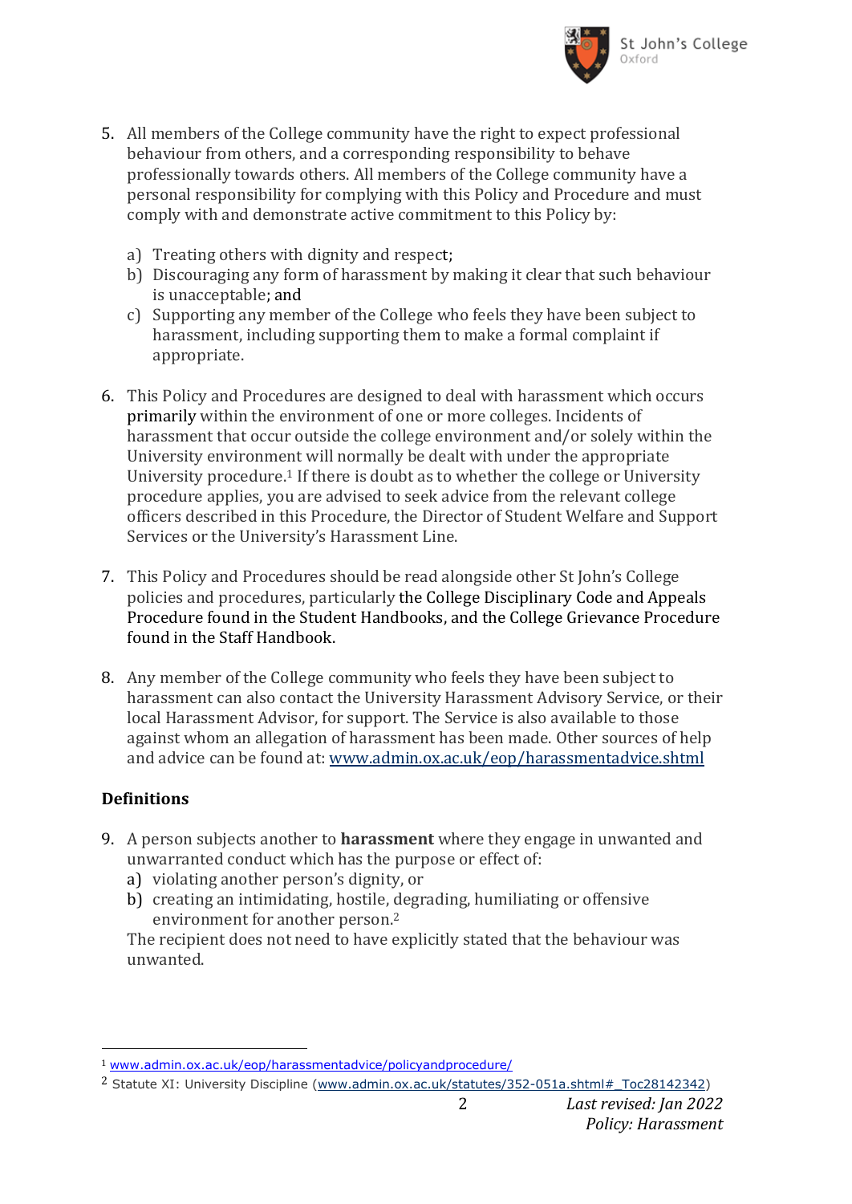5. All members of the College community have the right to expect professional behaviour from others, and a corresponding responsibility to behave professionally towards others. All members of the College community have a personal responsibility for complying with this Policy and Procedure and must comply with and demonstrate active commitment to this Policy by:

   a) Treating others with dignity and respect;
   b) Discouraging any form of harassment by making it clear that such behaviour is unacceptable; and
   c) Supporting any member of the College who feels they have been subject to harassment, including supporting them to make a formal complaint if appropriate.

6. This Policy and Procedures are designed to deal with harassment which occurs primarily within the environment of one or more colleges. Incidents of harassment that occur outside the college environment and/or solely within the University environment will normally be dealt with under the appropriate University procedure.[1] If there is doubt as to whether the college or University procedure applies, you are advised to seek advice from the relevant college officers described in this Procedure, the Director of Student Welfare and Support Services or the University's Harassment Line.

7. This Policy and Procedures should be read alongside other St John's College policies and procedures, particularly the College Disciplinary Code and Appeals Procedure found in the Student Handbooks, and the College Grievance Procedure found in the Staff Handbook.

8. Any member of the College community who feels they have been subject to harassment can also contact the University Harassment Advisory Service, or their local Harassment Advisor, for support. The Service is also available to those against whom an allegation of harassment has been made. Other sources of help and advice can be found at: www.admin.ox.ac.uk/eop/harassmentadvice.shtml

## Definitions

9. A person subjects another to **harassment** where they engage in unwanted and unwarranted conduct which has the purpose or effect of:
   a) violating another person's dignity, or
   b) creating an intimidating, hostile, degrading, humiliating or offensive environment for another person.[2]

   The recipient does not need to have explicitly stated that the behaviour was unwanted.

---

[1] www.admin.ox.ac.uk/eop/harassmentadvice/policyandprocedure/

[2] Statute XI: University Discipline (www.admin.ox.ac.uk/statutes/352-051a.shtml#_Toc28142342)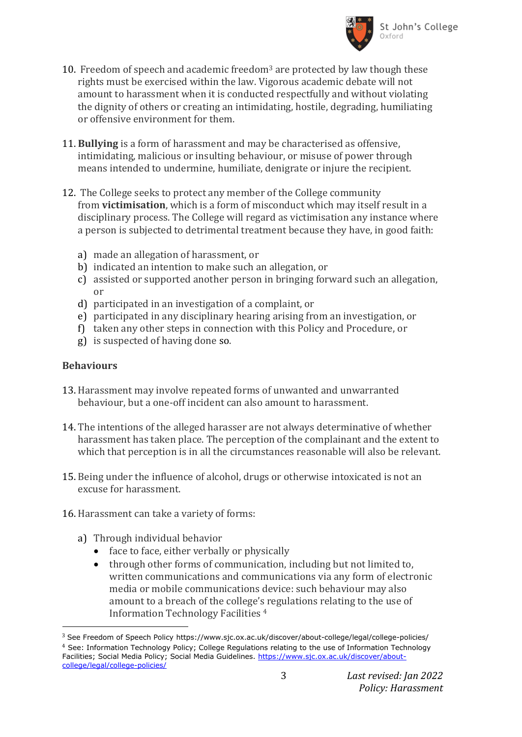10. Freedom of speech and academic freedom[3] are protected by law though these rights must be exercised within the law. Vigorous academic debate will not amount to harassment when it is conducted respectfully and without violating the dignity of others or creating an intimidating, hostile, degrading, humiliating or offensive environment for them.

11. **Bullying** is a form of harassment and may be characterised as offensive, intimidating, malicious or insulting behaviour, or misuse of power through means intended to undermine, humiliate, denigrate or injure the recipient.

12. The College seeks to protect any member of the College community from **victimisation**, which is a form of misconduct which may itself result in a disciplinary process. The College will regard as victimisation any instance where a person is subjected to detrimental treatment because they have, in good faith:

    a) made an allegation of harassment, or
    b) indicated an intention to make such an allegation, or
    c) assisted or supported another person in bringing forward such an allegation, or
    d) participated in an investigation of a complaint, or
    e) participated in any disciplinary hearing arising from an investigation, or
    f) taken any other steps in connection with this Policy and Procedure, or
    g) is suspected of having done so.

### Behaviours

13. Harassment may involve repeated forms of unwanted and unwarranted behaviour, but a one-off incident can also amount to harassment.

14. The intentions of the alleged harasser are not always determinative of whether harassment has taken place. The perception of the complainant and the extent to which that perception is in all the circumstances reasonable will also be relevant.

15. Being under the influence of alcohol, drugs or otherwise intoxicated is not an excuse for harassment.

16. Harassment can take a variety of forms:

    a) Through individual behavior
        - face to face, either verbally or physically
        - through other forms of communication, including but not limited to, written communications and communications via any form of electronic media or mobile communications device: such behaviour may also amount to a breach of the college's regulations relating to the use of Information Technology Facilities [4]

---

[3] See Freedom of Speech Policy https://www.sjc.ox.ac.uk/discover/about-college/legal/college-policies/

[4] See: Information Technology Policy; College Regulations relating to the use of Information Technology Facilities; Social Media Policy; Social Media Guidelines. https://www.sjc.ox.ac.uk/discover/about-college/legal/college-policies/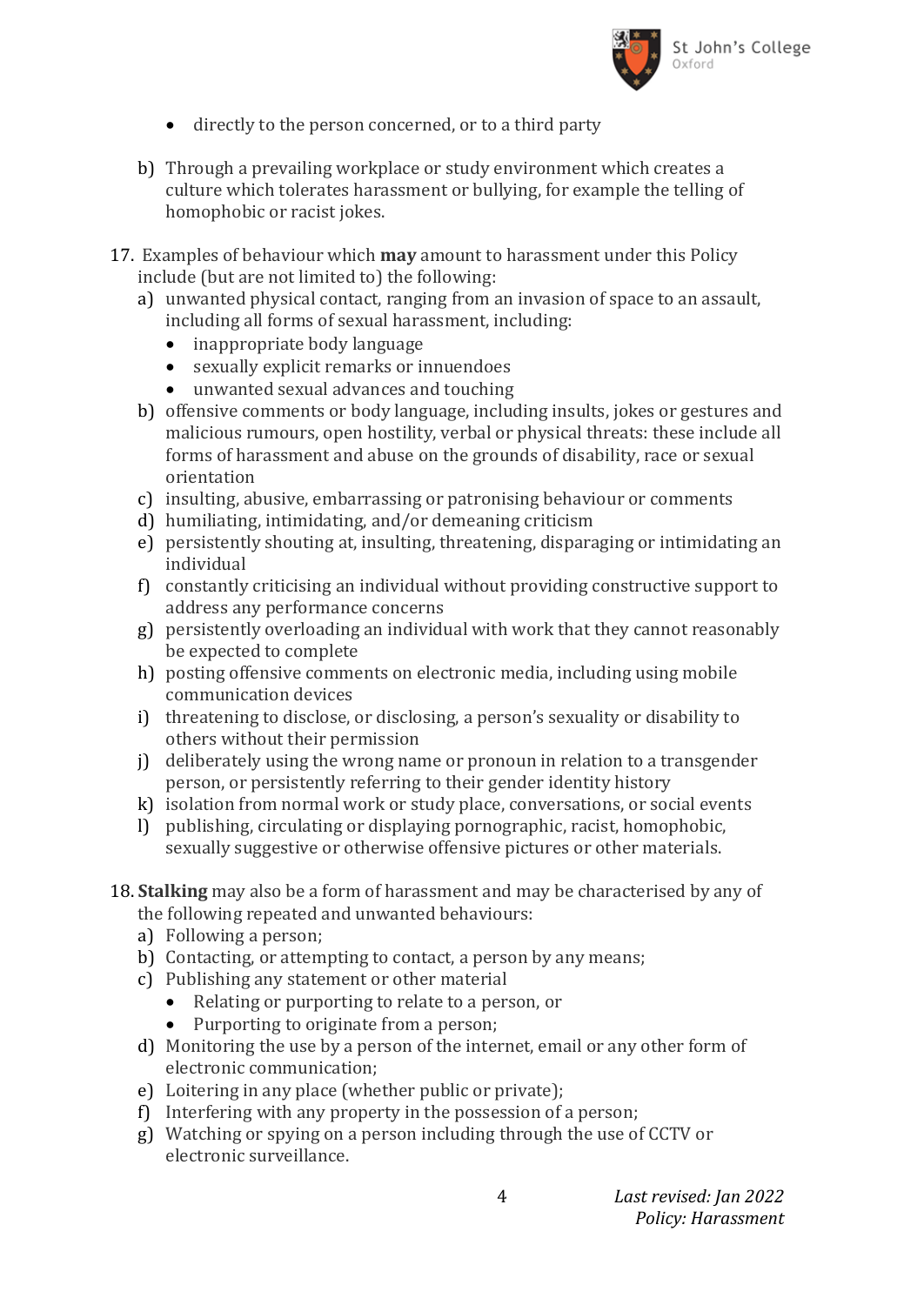- directly to the person concerned, or to a third party

b) Through a prevailing workplace or study environment which creates a culture which tolerates harassment or bullying, for example the telling of homophobic or racist jokes.

17. Examples of behaviour which **may** amount to harassment under this Policy include (but are not limited to) the following:
    a) unwanted physical contact, ranging from an invasion of space to an assault, including all forms of sexual harassment, including:
        - inappropriate body language
        - sexually explicit remarks or innuendoes
        - unwanted sexual advances and touching
    b) offensive comments or body language, including insults, jokes or gestures and malicious rumours, open hostility, verbal or physical threats: these include all forms of harassment and abuse on the grounds of disability, race or sexual orientation
    c) insulting, abusive, embarrassing or patronising behaviour or comments
    d) humiliating, intimidating, and/or demeaning criticism
    e) persistently shouting at, insulting, threatening, disparaging or intimidating an individual
    f) constantly criticising an individual without providing constructive support to address any performance concerns
    g) persistently overloading an individual with work that they cannot reasonably be expected to complete
    h) posting offensive comments on electronic media, including using mobile communication devices
    i) threatening to disclose, or disclosing, a person's sexuality or disability to others without their permission
    j) deliberately using the wrong name or pronoun in relation to a transgender person, or persistently referring to their gender identity history
    k) isolation from normal work or study place, conversations, or social events
    l) publishing, circulating or displaying pornographic, racist, homophobic, sexually suggestive or otherwise offensive pictures or other materials.

18. **Stalking** may also be a form of harassment and may be characterised by any of the following repeated and unwanted behaviours:
    a) Following a person;
    b) Contacting, or attempting to contact, a person by any means;
    c) Publishing any statement or other material
        - Relating or purporting to relate to a person, or
        - Purporting to originate from a person;
    d) Monitoring the use by a person of the internet, email or any other form of electronic communication;
    e) Loitering in any place (whether public or private);
    f) Interfering with any property in the possession of a person;
    g) Watching or spying on a person including through the use of CCTV or electronic surveillance.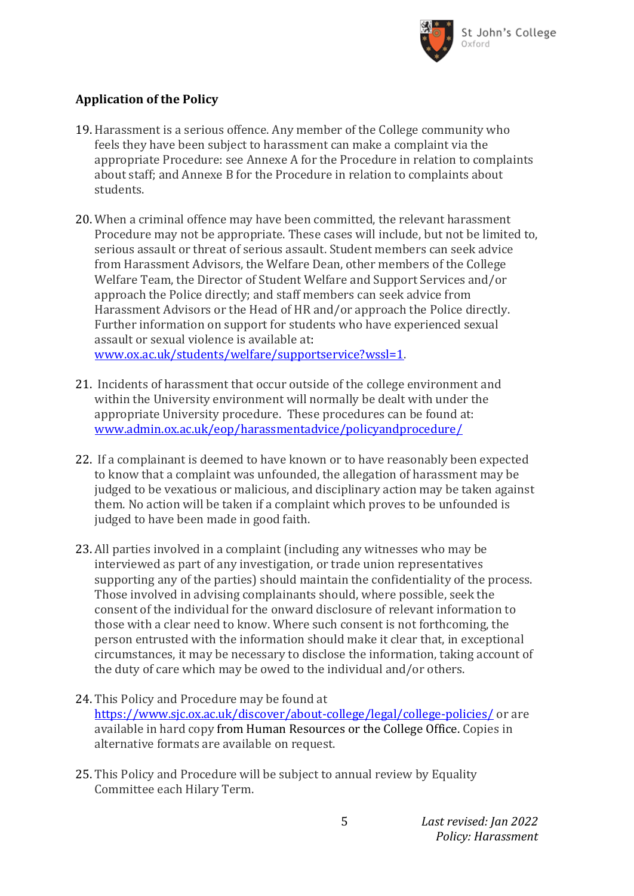**Application of the Policy**

19. Harassment is a serious offence. Any member of the College community who feels they have been subject to harassment can make a complaint via the appropriate Procedure: see Annexe A for the Procedure in relation to complaints about staff; and Annexe B for the Procedure in relation to complaints about students.

20. When a criminal offence may have been committed, the relevant harassment Procedure may not be appropriate. These cases will include, but not be limited to, serious assault or threat of serious assault. Student members can seek advice from Harassment Advisors, the Welfare Dean, other members of the College Welfare Team, the Director of Student Welfare and Support Services and/or approach the Police directly; and staff members can seek advice from Harassment Advisors or the Head of HR and/or approach the Police directly. Further information on support for students who have experienced sexual assault or sexual violence is available at: [www.ox.ac.uk/students/welfare/supportservice?wssl=1](www.ox.ac.uk/students/welfare/supportservice?wssl=1).

21. Incidents of harassment that occur outside of the college environment and within the University environment will normally be dealt with under the appropriate University procedure. These procedures can be found at: [www.admin.ox.ac.uk/eop/harassmentadvice/policyandprocedure/](www.admin.ox.ac.uk/eop/harassmentadvice/policyandprocedure/)

22. If a complainant is deemed to have known or to have reasonably been expected to know that a complaint was unfounded, the allegation of harassment may be judged to be vexatious or malicious, and disciplinary action may be taken against them. No action will be taken if a complaint which proves to be unfounded is judged to have been made in good faith.

23. All parties involved in a complaint (including any witnesses who may be interviewed as part of any investigation, or trade union representatives supporting any of the parties) should maintain the confidentiality of the process. Those involved in advising complainants should, where possible, seek the consent of the individual for the onward disclosure of relevant information to those with a clear need to know. Where such consent is not forthcoming, the person entrusted with the information should make it clear that, in exceptional circumstances, it may be necessary to disclose the information, taking account of the duty of care which may be owed to the individual and/or others.

24. This Policy and Procedure may be found at [https://www.sjc.ox.ac.uk/discover/about-college/legal/college-policies/](https://www.sjc.ox.ac.uk/discover/about-college/legal/college-policies/) or are available in hard copy from Human Resources or the College Office. Copies in alternative formats are available on request.

25. This Policy and Procedure will be subject to annual review by Equality Committee each Hilary Term.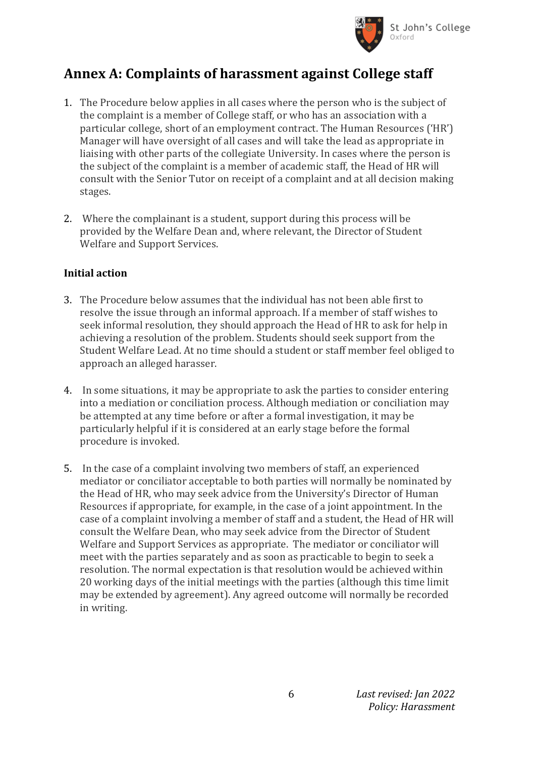# Annex A: Complaints of harassment against College staff

1. The Procedure below applies in all cases where the person who is the subject of the complaint is a member of College staff, or who has an association with a particular college, short of an employment contract. The Human Resources ('HR') Manager will have oversight of all cases and will take the lead as appropriate in liaising with other parts of the collegiate University. In cases where the person is the subject of the complaint is a member of academic staff, the Head of HR will consult with the Senior Tutor on receipt of a complaint and at all decision making stages.

2. Where the complainant is a student, support during this process will be provided by the Welfare Dean and, where relevant, the Director of Student Welfare and Support Services.

**Initial action**

3. The Procedure below assumes that the individual has not been able first to resolve the issue through an informal approach. If a member of staff wishes to seek informal resolution, they should approach the Head of HR to ask for help in achieving a resolution of the problem. Students should seek support from the Student Welfare Lead. At no time should a student or staff member feel obliged to approach an alleged harasser.

4. In some situations, it may be appropriate to ask the parties to consider entering into a mediation or conciliation process. Although mediation or conciliation may be attempted at any time before or after a formal investigation, it may be particularly helpful if it is considered at an early stage before the formal procedure is invoked.

5. In the case of a complaint involving two members of staff, an experienced mediator or conciliator acceptable to both parties will normally be nominated by the Head of HR, who may seek advice from the University's Director of Human Resources if appropriate, for example, in the case of a joint appointment. In the case of a complaint involving a member of staff and a student, the Head of HR will consult the Welfare Dean, who may seek advice from the Director of Student Welfare and Support Services as appropriate. The mediator or conciliator will meet with the parties separately and as soon as practicable to begin to seek a resolution. The normal expectation is that resolution would be achieved within 20 working days of the initial meetings with the parties (although this time limit may be extended by agreement). Any agreed outcome will normally be recorded in writing.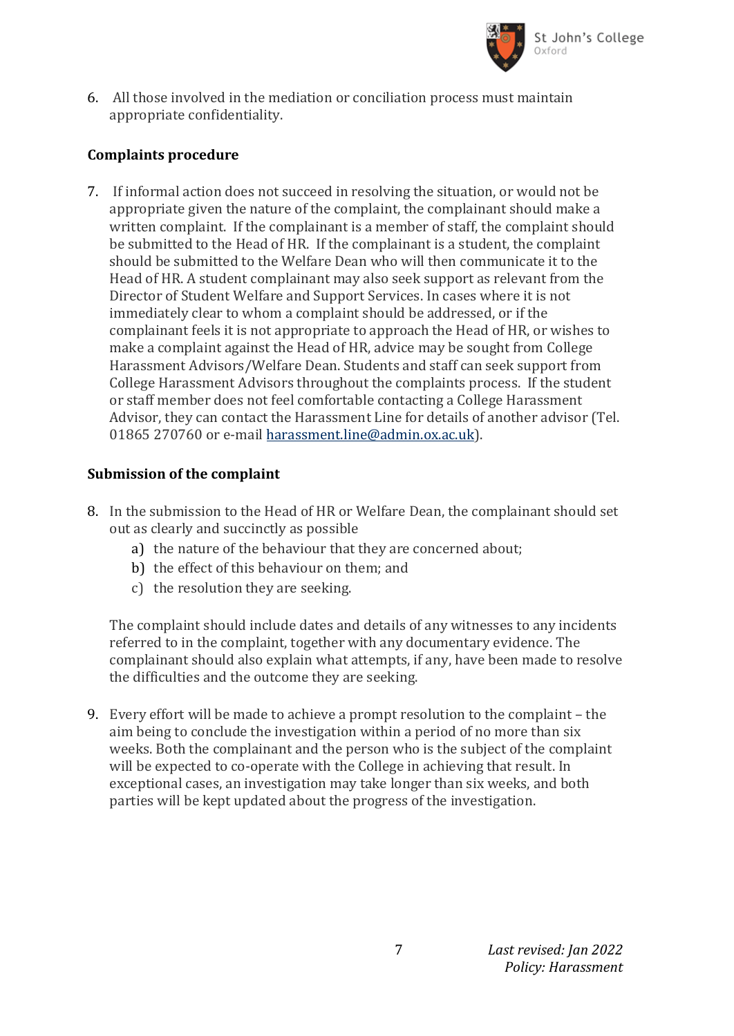6. All those involved in the mediation or conciliation process must maintain appropriate confidentiality.

**Complaints procedure**

7. If informal action does not succeed in resolving the situation, or would not be appropriate given the nature of the complaint, the complainant should make a written complaint. If the complainant is a member of staff, the complaint should be submitted to the Head of HR. If the complainant is a student, the complaint should be submitted to the Welfare Dean who will then communicate it to the Head of HR. A student complainant may also seek support as relevant from the Director of Student Welfare and Support Services. In cases where it is not immediately clear to whom a complaint should be addressed, or if the complainant feels it is not appropriate to approach the Head of HR, or wishes to make a complaint against the Head of HR, advice may be sought from College Harassment Advisors/Welfare Dean. Students and staff can seek support from College Harassment Advisors throughout the complaints process. If the student or staff member does not feel comfortable contacting a College Harassment Advisor, they can contact the Harassment Line for details of another advisor (Tel. 01865 270760 or e-mail harassment.line@admin.ox.ac.uk).

**Submission of the complaint**

8. In the submission to the Head of HR or Welfare Dean, the complainant should set out as clearly and succinctly as possible
   a) the nature of the behaviour that they are concerned about;
   b) the effect of this behaviour on them; and
   c) the resolution they are seeking.

   The complaint should include dates and details of any witnesses to any incidents referred to in the complaint, together with any documentary evidence. The complainant should also explain what attempts, if any, have been made to resolve the difficulties and the outcome they are seeking.

9. Every effort will be made to achieve a prompt resolution to the complaint – the aim being to conclude the investigation within a period of no more than six weeks. Both the complainant and the person who is the subject of the complaint will be expected to co-operate with the College in achieving that result. In exceptional cases, an investigation may take longer than six weeks, and both parties will be kept updated about the progress of the investigation.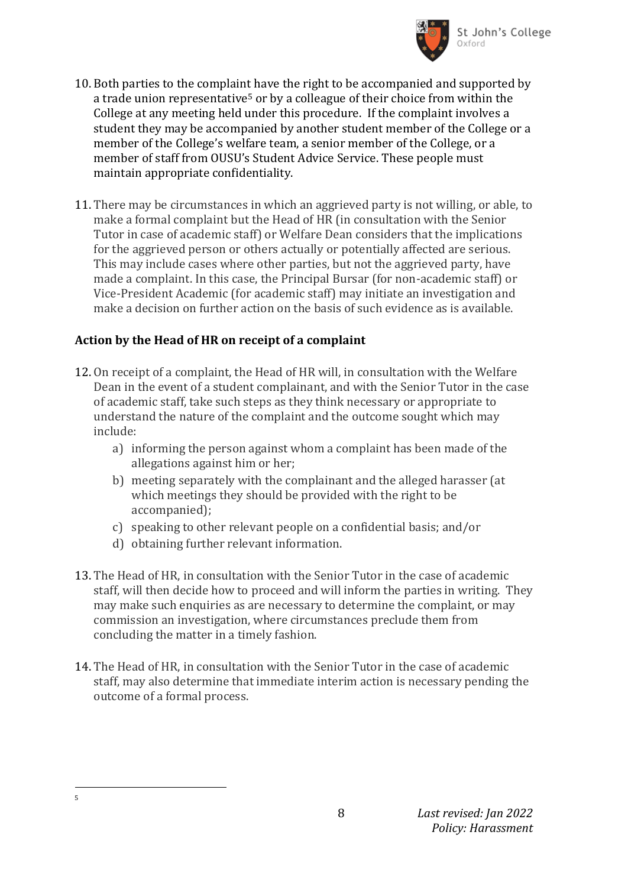10. Both parties to the complaint have the right to be accompanied and supported by a trade union representative[5] or by a colleague of their choice from within the College at any meeting held under this procedure. If the complaint involves a student they may be accompanied by another student member of the College or a member of the College's welfare team, a senior member of the College, or a member of staff from OUSU's Student Advice Service. These people must maintain appropriate confidentiality.

11. There may be circumstances in which an aggrieved party is not willing, or able, to make a formal complaint but the Head of HR (in consultation with the Senior Tutor in case of academic staff) or Welfare Dean considers that the implications for the aggrieved person or others actually or potentially affected are serious. This may include cases where other parties, but not the aggrieved party, have made a complaint. In this case, the Principal Bursar (for non-academic staff) or Vice-President Academic (for academic staff) may initiate an investigation and make a decision on further action on the basis of such evidence as is available.

### Action by the Head of HR on receipt of a complaint

12. On receipt of a complaint, the Head of HR will, in consultation with the Welfare Dean in the event of a student complainant, and with the Senior Tutor in the case of academic staff, take such steps as they think necessary or appropriate to understand the nature of the complaint and the outcome sought which may include:
    a) informing the person against whom a complaint has been made of the allegations against him or her;
    b) meeting separately with the complainant and the alleged harasser (at which meetings they should be provided with the right to be accompanied);
    c) speaking to other relevant people on a confidential basis; and/or
    d) obtaining further relevant information.

13. The Head of HR, in consultation with the Senior Tutor in the case of academic staff, will then decide how to proceed and will inform the parties in writing. They may make such enquiries as are necessary to determine the complaint, or may commission an investigation, where circumstances preclude them from concluding the matter in a timely fashion.

14. The Head of HR, in consultation with the Senior Tutor in the case of academic staff, may also determine that immediate interim action is necessary pending the outcome of a formal process.

---

[5]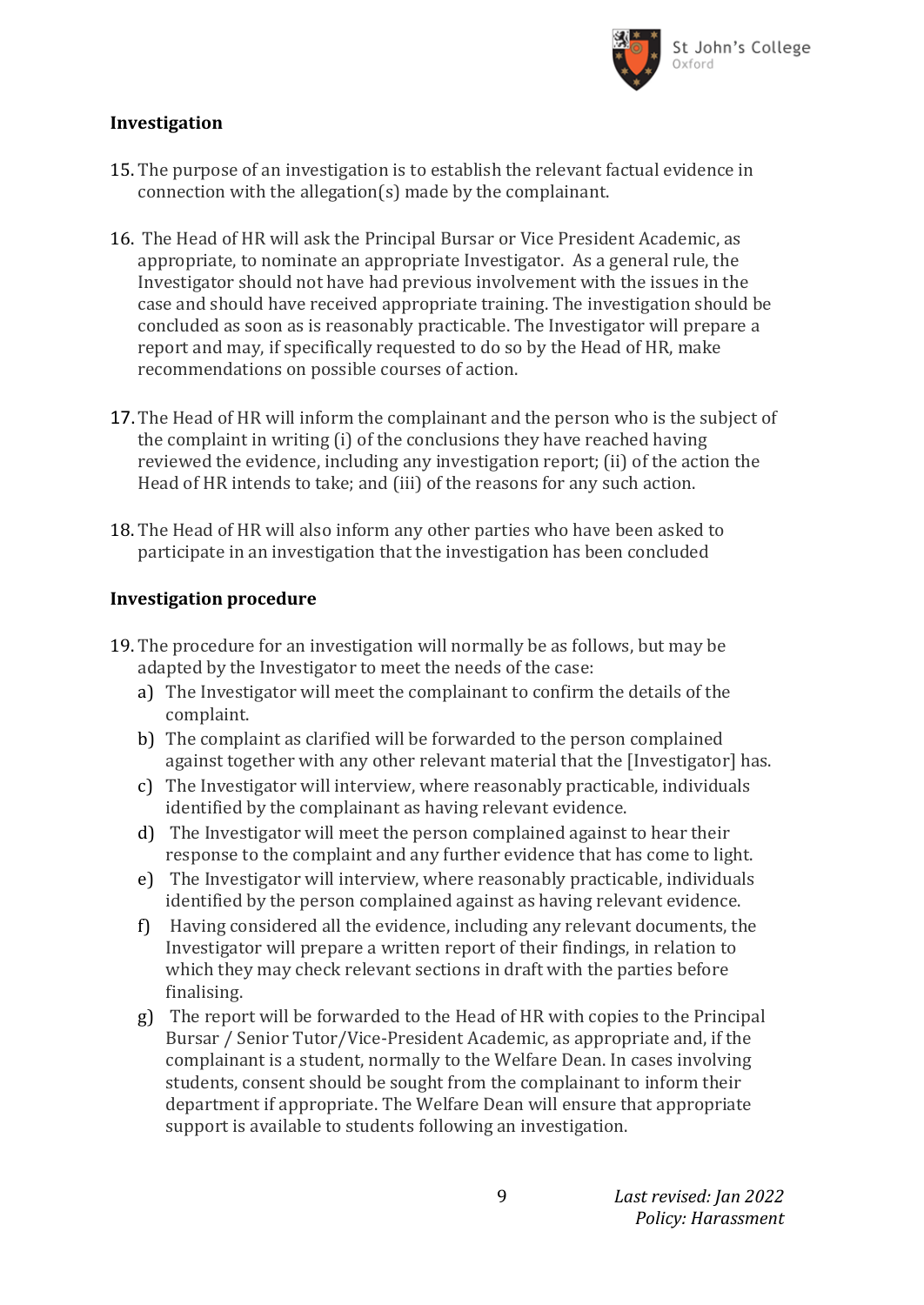## Investigation

15. The purpose of an investigation is to establish the relevant factual evidence in connection with the allegation(s) made by the complainant.

16. The Head of HR will ask the Principal Bursar or Vice President Academic, as appropriate, to nominate an appropriate Investigator. As a general rule, the Investigator should not have had previous involvement with the issues in the case and should have received appropriate training. The investigation should be concluded as soon as is reasonably practicable. The Investigator will prepare a report and may, if specifically requested to do so by the Head of HR, make recommendations on possible courses of action.

17. The Head of HR will inform the complainant and the person who is the subject of the complaint in writing (i) of the conclusions they have reached having reviewed the evidence, including any investigation report; (ii) of the action the Head of HR intends to take; and (iii) of the reasons for any such action.

18. The Head of HR will also inform any other parties who have been asked to participate in an investigation that the investigation has been concluded

## Investigation procedure

19. The procedure for an investigation will normally be as follows, but may be adapted by the Investigator to meet the needs of the case:
    a) The Investigator will meet the complainant to confirm the details of the complaint.
    b) The complaint as clarified will be forwarded to the person complained against together with any other relevant material that the [Investigator] has.
    c) The Investigator will interview, where reasonably practicable, individuals identified by the complainant as having relevant evidence.
    d) The Investigator will meet the person complained against to hear their response to the complaint and any further evidence that has come to light.
    e) The Investigator will interview, where reasonably practicable, individuals identified by the person complained against as having relevant evidence.
    f) Having considered all the evidence, including any relevant documents, the Investigator will prepare a written report of their findings, in relation to which they may check relevant sections in draft with the parties before finalising.
    g) The report will be forwarded to the Head of HR with copies to the Principal Bursar / Senior Tutor/Vice-President Academic, as appropriate and, if the complainant is a student, normally to the Welfare Dean. In cases involving students, consent should be sought from the complainant to inform their department if appropriate. The Welfare Dean will ensure that appropriate support is available to students following an investigation.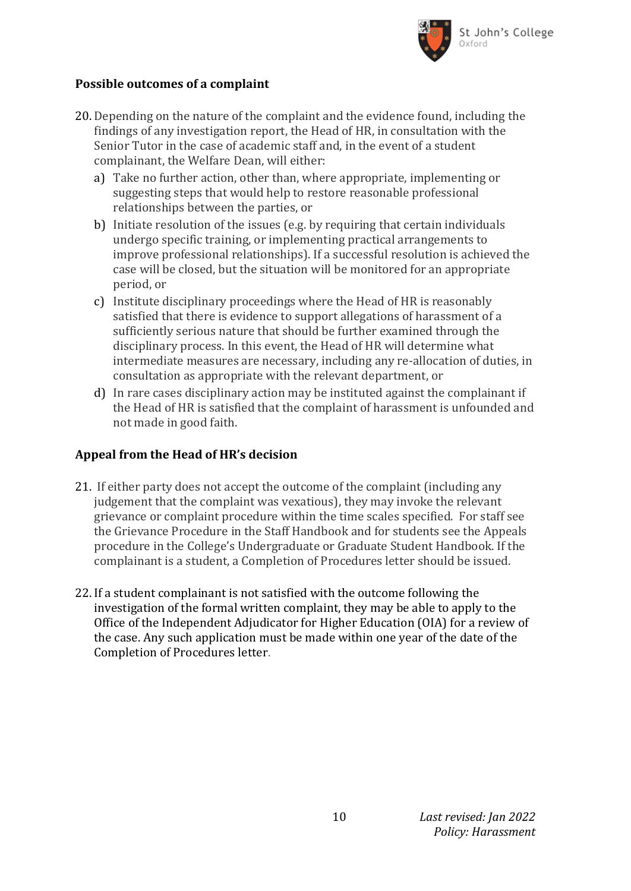**Possible outcomes of a complaint**

20. Depending on the nature of the complaint and the evidence found, including the findings of any investigation report, the Head of HR, in consultation with the Senior Tutor in the case of academic staff and, in the event of a student complainant, the Welfare Dean, will either:
    a) Take no further action, other than, where appropriate, implementing or suggesting steps that would help to restore reasonable professional relationships between the parties, or
    b) Initiate resolution of the issues (e.g. by requiring that certain individuals undergo specific training, or implementing practical arrangements to improve professional relationships). If a successful resolution is achieved the case will be closed, but the situation will be monitored for an appropriate period, or
    c) Institute disciplinary proceedings where the Head of HR is reasonably satisfied that there is evidence to support allegations of harassment of a sufficiently serious nature that should be further examined through the disciplinary process. In this event, the Head of HR will determine what intermediate measures are necessary, including any re-allocation of duties, in consultation as appropriate with the relevant department, or
    d) In rare cases disciplinary action may be instituted against the complainant if the Head of HR is satisfied that the complaint of harassment is unfounded and not made in good faith.

**Appeal from the Head of HR's decision**

21. If either party does not accept the outcome of the complaint (including any judgement that the complaint was vexatious), they may invoke the relevant grievance or complaint procedure within the time scales specified. For staff see the Grievance Procedure in the Staff Handbook and for students see the Appeals procedure in the College's Undergraduate or Graduate Student Handbook. If the complainant is a student, a Completion of Procedures letter should be issued.

22. If a student complainant is not satisfied with the outcome following the investigation of the formal written complaint, they may be able to apply to the Office of the Independent Adjudicator for Higher Education (OIA) for a review of the case. Any such application must be made within one year of the date of the Completion of Procedures letter.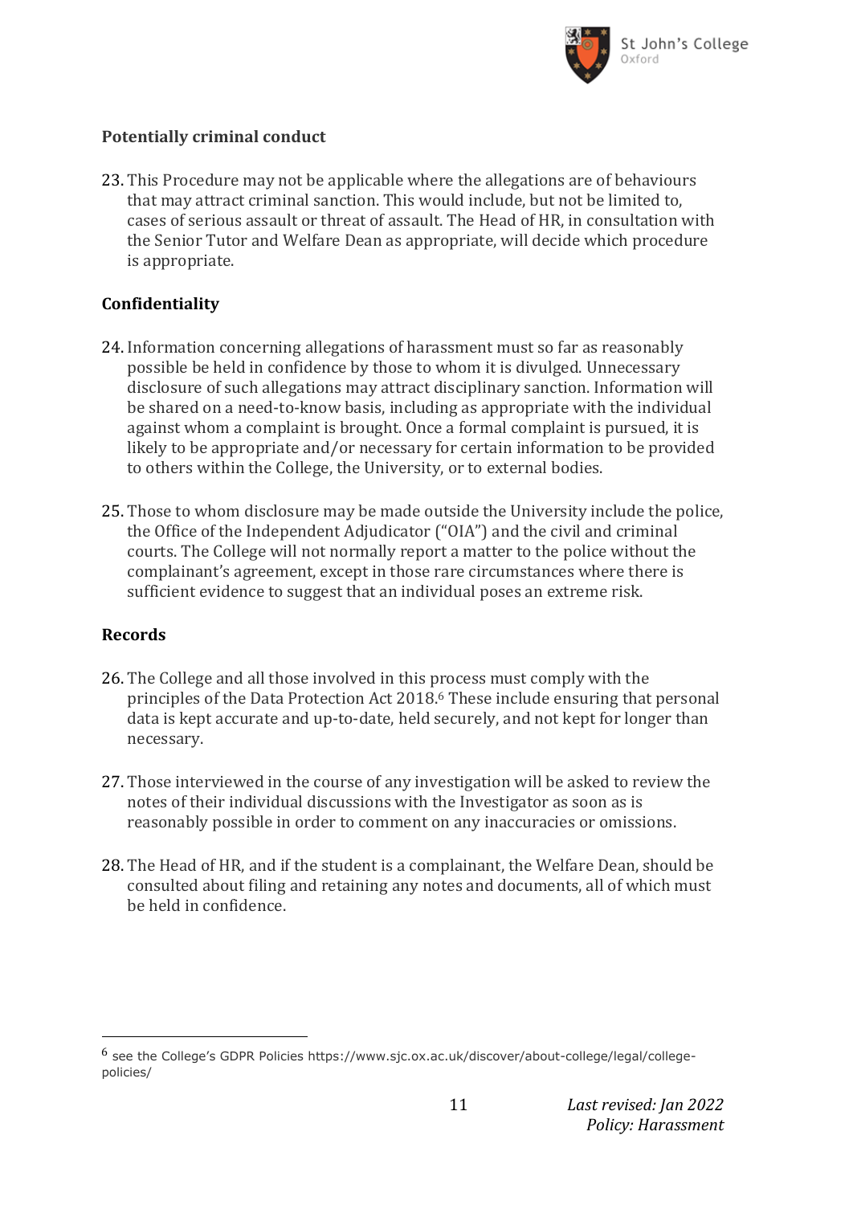**Potentially criminal conduct**

23. This Procedure may not be applicable where the allegations are of behaviours that may attract criminal sanction. This would include, but not be limited to, cases of serious assault or threat of assault. The Head of HR, in consultation with the Senior Tutor and Welfare Dean as appropriate, will decide which procedure is appropriate.

**Confidentiality**

24. Information concerning allegations of harassment must so far as reasonably possible be held in confidence by those to whom it is divulged. Unnecessary disclosure of such allegations may attract disciplinary sanction. Information will be shared on a need-to-know basis, including as appropriate with the individual against whom a complaint is brought. Once a formal complaint is pursued, it is likely to be appropriate and/or necessary for certain information to be provided to others within the College, the University, or to external bodies.

25. Those to whom disclosure may be made outside the University include the police, the Office of the Independent Adjudicator ("OIA") and the civil and criminal courts. The College will not normally report a matter to the police without the complainant's agreement, except in those rare circumstances where there is sufficient evidence to suggest that an individual poses an extreme risk.

**Records**

26. The College and all those involved in this process must comply with the principles of the Data Protection Act 2018.[6] These include ensuring that personal data is kept accurate and up-to-date, held securely, and not kept for longer than necessary.

27. Those interviewed in the course of any investigation will be asked to review the notes of their individual discussions with the Investigator as soon as is reasonably possible in order to comment on any inaccuracies or omissions.

28. The Head of HR, and if the student is a complainant, the Welfare Dean, should be consulted about filing and retaining any notes and documents, all of which must be held in confidence.

---

[6] see the College's GDPR Policies https://www.sjc.ox.ac.uk/discover/about-college/legal/college-policies/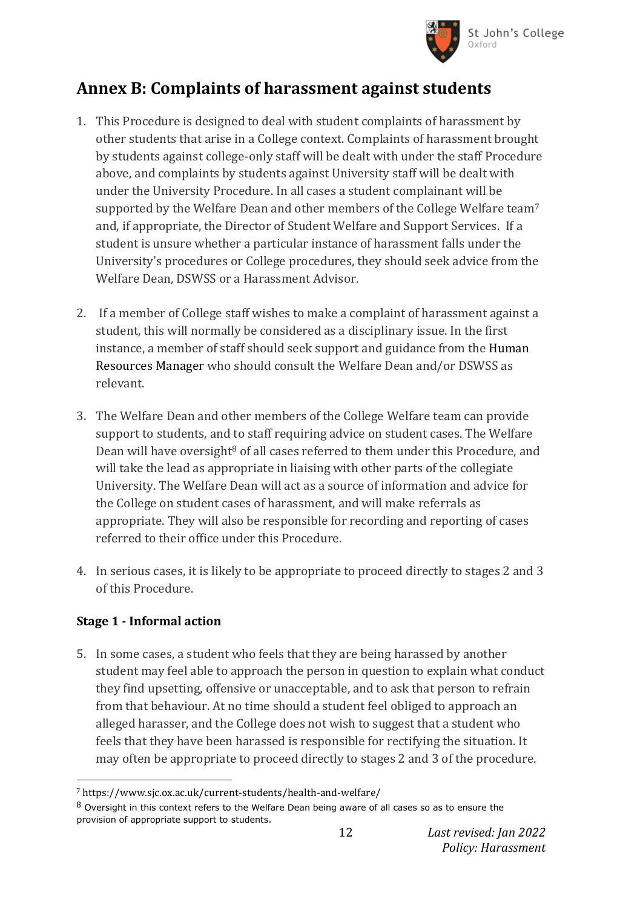## Annex B: Complaints of harassment against students

1. This Procedure is designed to deal with student complaints of harassment by other students that arise in a College context. Complaints of harassment brought by students against college-only staff will be dealt with under the staff Procedure above, and complaints by students against University staff will be dealt with under the University Procedure. In all cases a student complainant will be supported by the Welfare Dean and other members of the College Welfare team[7] and, if appropriate, the Director of Student Welfare and Support Services. If a student is unsure whether a particular instance of harassment falls under the University's procedures or College procedures, they should seek advice from the Welfare Dean, DSWSS or a Harassment Advisor.

2. If a member of College staff wishes to make a complaint of harassment against a student, this will normally be considered as a disciplinary issue. In the first instance, a member of staff should seek support and guidance from the Human Resources Manager who should consult the Welfare Dean and/or DSWSS as relevant.

3. The Welfare Dean and other members of the College Welfare team can provide support to students, and to staff requiring advice on student cases. The Welfare Dean will have oversight[8] of all cases referred to them under this Procedure, and will take the lead as appropriate in liaising with other parts of the collegiate University. The Welfare Dean will act as a source of information and advice for the College on student cases of harassment, and will make referrals as appropriate. They will also be responsible for recording and reporting of cases referred to their office under this Procedure.

4. In serious cases, it is likely to be appropriate to proceed directly to stages 2 and 3 of this Procedure.

### Stage 1 - Informal action

5. In some cases, a student who feels that they are being harassed by another student may feel able to approach the person in question to explain what conduct they find upsetting, offensive or unacceptable, and to ask that person to refrain from that behaviour. At no time should a student feel obliged to approach an alleged harasser, and the College does not wish to suggest that a student who feels that they have been harassed is responsible for rectifying the situation. It may often be appropriate to proceed directly to stages 2 and 3 of the procedure.

---

[7] https://www.sjc.ox.ac.uk/current-students/health-and-welfare/

[8] Oversight in this context refers to the Welfare Dean being aware of all cases so as to ensure the provision of appropriate support to students.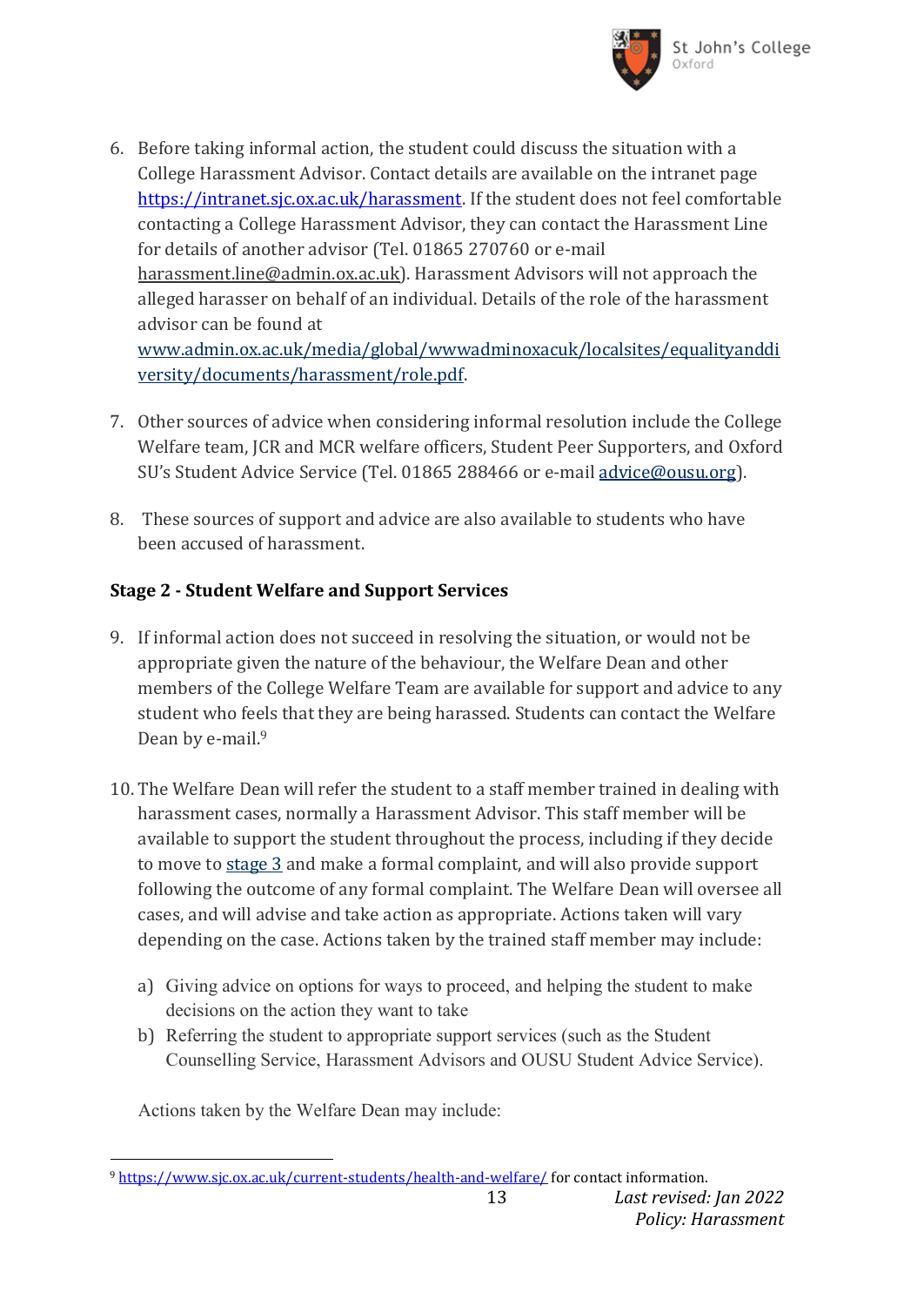6. Before taking informal action, the student could discuss the situation with a College Harassment Advisor. Contact details are available on the intranet page [https://intranet.sjc.ox.ac.uk/harassment](https://intranet.sjc.ox.ac.uk/harassment). If the student does not feel comfortable contacting a College Harassment Advisor, they can contact the Harassment Line for details of another advisor (Tel. 01865 270760 or e-mail harassment.line@admin.ox.ac.uk). Harassment Advisors will not approach the alleged harasser on behalf of an individual. Details of the role of the harassment advisor can be found at [www.admin.ox.ac.uk/media/global/wwwadminoxacuk/localsites/equalityanddiversity/documents/harassment/role.pdf](www.admin.ox.ac.uk/media/global/wwwadminoxacuk/localsites/equalityanddiversity/documents/harassment/role.pdf).

7. Other sources of advice when considering informal resolution include the College Welfare team, JCR and MCR welfare officers, Student Peer Supporters, and Oxford SU's Student Advice Service (Tel. 01865 288466 or e-mail advice@ousu.org).

8. These sources of support and advice are also available to students who have been accused of harassment.

**Stage 2 - Student Welfare and Support Services**

9. If informal action does not succeed in resolving the situation, or would not be appropriate given the nature of the behaviour, the Welfare Dean and other members of the College Welfare Team are available for support and advice to any student who feels that they are being harassed. Students can contact the Welfare Dean by e-mail.[9]

10. The Welfare Dean will refer the student to a staff member trained in dealing with harassment cases, normally a Harassment Advisor. This staff member will be available to support the student throughout the process, including if they decide to move to stage 3 and make a formal complaint, and will also provide support following the outcome of any formal complaint. The Welfare Dean will oversee all cases, and will advise and take action as appropriate. Actions taken will vary depending on the case. Actions taken by the trained staff member may include:

    a) Giving advice on options for ways to proceed, and helping the student to make decisions on the action they want to take
    b) Referring the student to appropriate support services (such as the Student Counselling Service, Harassment Advisors and OUSU Student Advice Service).

    Actions taken by the Welfare Dean may include:

[9] [https://www.sjc.ox.ac.uk/current-students/health-and-welfare/](https://www.sjc.ox.ac.uk/current-students/health-and-welfare/) for contact information.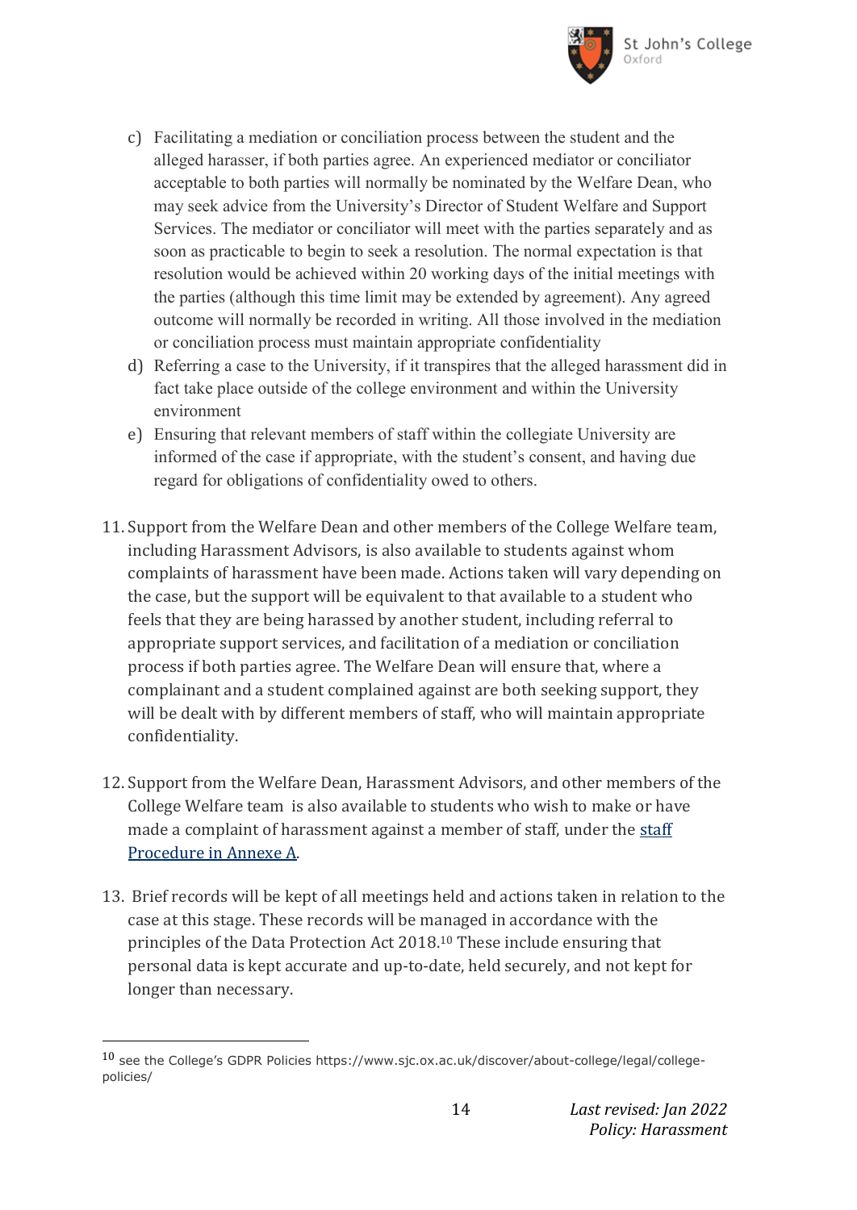c) Facilitating a mediation or conciliation process between the student and the alleged harasser, if both parties agree. An experienced mediator or conciliator acceptable to both parties will normally be nominated by the Welfare Dean, who may seek advice from the University's Director of Student Welfare and Support Services. The mediator or conciliator will meet with the parties separately and as soon as practicable to begin to seek a resolution. The normal expectation is that resolution would be achieved within 20 working days of the initial meetings with the parties (although this time limit may be extended by agreement). Any agreed outcome will normally be recorded in writing. All those involved in the mediation or conciliation process must maintain appropriate confidentiality

d) Referring a case to the University, if it transpires that the alleged harassment did in fact take place outside of the college environment and within the University environment

e) Ensuring that relevant members of staff within the collegiate University are informed of the case if appropriate, with the student's consent, and having due regard for obligations of confidentiality owed to others.

11. Support from the Welfare Dean and other members of the College Welfare team, including Harassment Advisors, is also available to students against whom complaints of harassment have been made. Actions taken will vary depending on the case, but the support will be equivalent to that available to a student who feels that they are being harassed by another student, including referral to appropriate support services, and facilitation of a mediation or conciliation process if both parties agree. The Welfare Dean will ensure that, where a complainant and a student complained against are both seeking support, they will be dealt with by different members of staff, who will maintain appropriate confidentiality.

12. Support from the Welfare Dean, Harassment Advisors, and other members of the College Welfare team is also available to students who wish to make or have made a complaint of harassment against a member of staff, under the [staff Procedure in Annexe A].

13. Brief records will be kept of all meetings held and actions taken in relation to the case at this stage. These records will be managed in accordance with the principles of the Data Protection Act 2018.[10] These include ensuring that personal data is kept accurate and up-to-date, held securely, and not kept for longer than necessary.

---

[10] see the College's GDPR Policies https://www.sjc.ox.ac.uk/discover/about-college/legal/college-policies/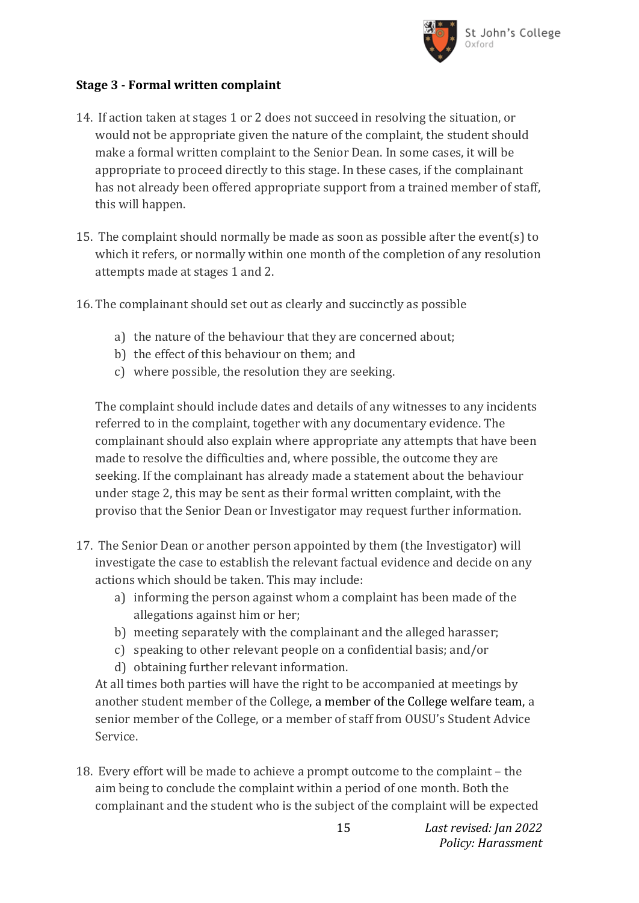### Stage 3 - Formal written complaint

14. If action taken at stages 1 or 2 does not succeed in resolving the situation, or would not be appropriate given the nature of the complaint, the student should make a formal written complaint to the Senior Dean. In some cases, it will be appropriate to proceed directly to this stage. In these cases, if the complainant has not already been offered appropriate support from a trained member of staff, this will happen.

15. The complaint should normally be made as soon as possible after the event(s) to which it refers, or normally within one month of the completion of any resolution attempts made at stages 1 and 2.

16. The complainant should set out as clearly and succinctly as possible

    a) the nature of the behaviour that they are concerned about;
    b) the effect of this behaviour on them; and
    c) where possible, the resolution they are seeking.

    The complaint should include dates and details of any witnesses to any incidents referred to in the complaint, together with any documentary evidence. The complainant should also explain where appropriate any attempts that have been made to resolve the difficulties and, where possible, the outcome they are seeking. If the complainant has already made a statement about the behaviour under stage 2, this may be sent as their formal written complaint, with the proviso that the Senior Dean or Investigator may request further information.

17. The Senior Dean or another person appointed by them (the Investigator) will investigate the case to establish the relevant factual evidence and decide on any actions which should be taken. This may include:
    a) informing the person against whom a complaint has been made of the allegations against him or her;
    b) meeting separately with the complainant and the alleged harasser;
    c) speaking to other relevant people on a confidential basis; and/or
    d) obtaining further relevant information.

    At all times both parties will have the right to be accompanied at meetings by another student member of the College, a member of the College welfare team, a senior member of the College, or a member of staff from OUSU's Student Advice Service.

18. Every effort will be made to achieve a prompt outcome to the complaint – the aim being to conclude the complaint within a period of one month. Both the complainant and the student who is the subject of the complaint will be expected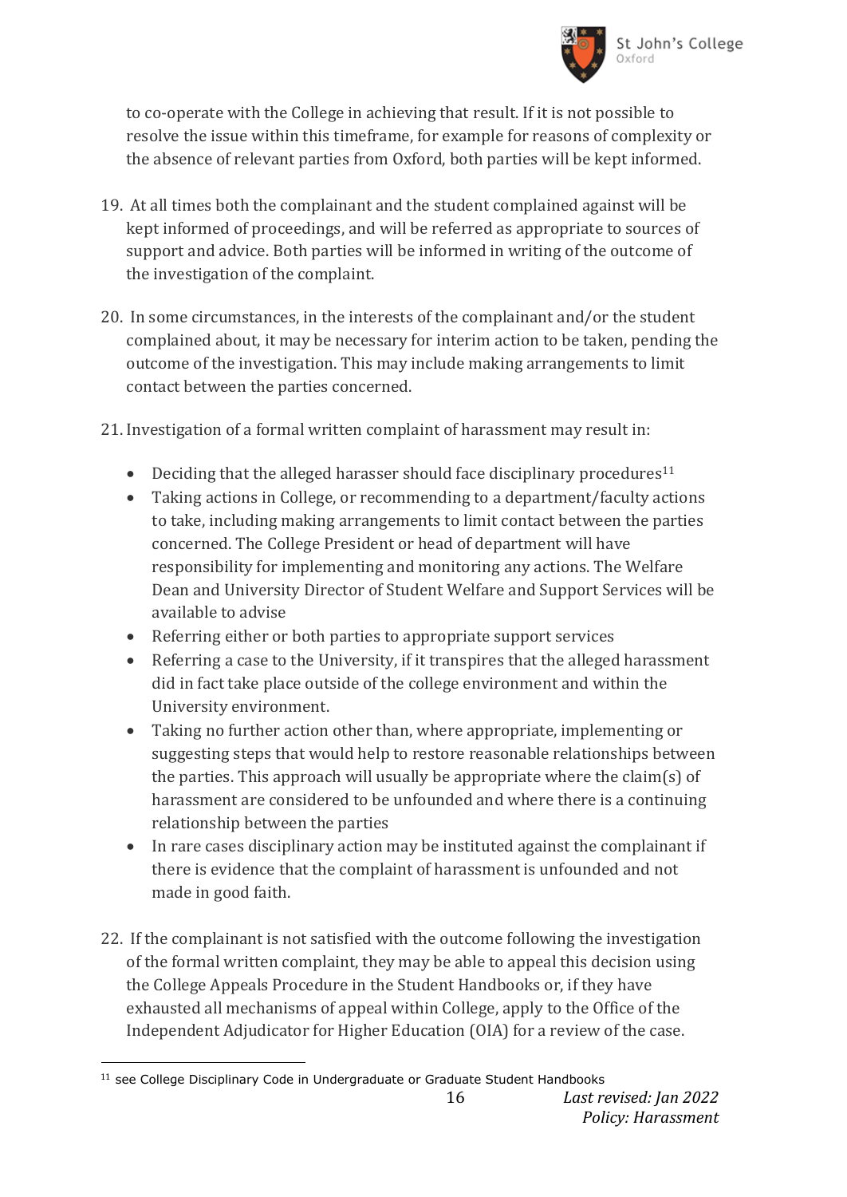to co-operate with the College in achieving that result. If it is not possible to resolve the issue within this timeframe, for example for reasons of complexity or the absence of relevant parties from Oxford, both parties will be kept informed.

19. At all times both the complainant and the student complained against will be kept informed of proceedings, and will be referred as appropriate to sources of support and advice. Both parties will be informed in writing of the outcome of the investigation of the complaint.

20. In some circumstances, in the interests of the complainant and/or the student complained about, it may be necessary for interim action to be taken, pending the outcome of the investigation. This may include making arrangements to limit contact between the parties concerned.

21. Investigation of a formal written complaint of harassment may result in:

   - Deciding that the alleged harasser should face disciplinary procedures[11]
   - Taking actions in College, or recommending to a department/faculty actions to take, including making arrangements to limit contact between the parties concerned. The College President or head of department will have responsibility for implementing and monitoring any actions. The Welfare Dean and University Director of Student Welfare and Support Services will be available to advise
   - Referring either or both parties to appropriate support services
   - Referring a case to the University, if it transpires that the alleged harassment did in fact take place outside of the college environment and within the University environment.
   - Taking no further action other than, where appropriate, implementing or suggesting steps that would help to restore reasonable relationships between the parties. This approach will usually be appropriate where the claim(s) of harassment are considered to be unfounded and where there is a continuing relationship between the parties
   - In rare cases disciplinary action may be instituted against the complainant if there is evidence that the complaint of harassment is unfounded and not made in good faith.

22. If the complainant is not satisfied with the outcome following the investigation of the formal written complaint, they may be able to appeal this decision using the College Appeals Procedure in the Student Handbooks or, if they have exhausted all mechanisms of appeal within College, apply to the Office of the Independent Adjudicator for Higher Education (OIA) for a review of the case.

[11] see College Disciplinary Code in Undergraduate or Graduate Student Handbooks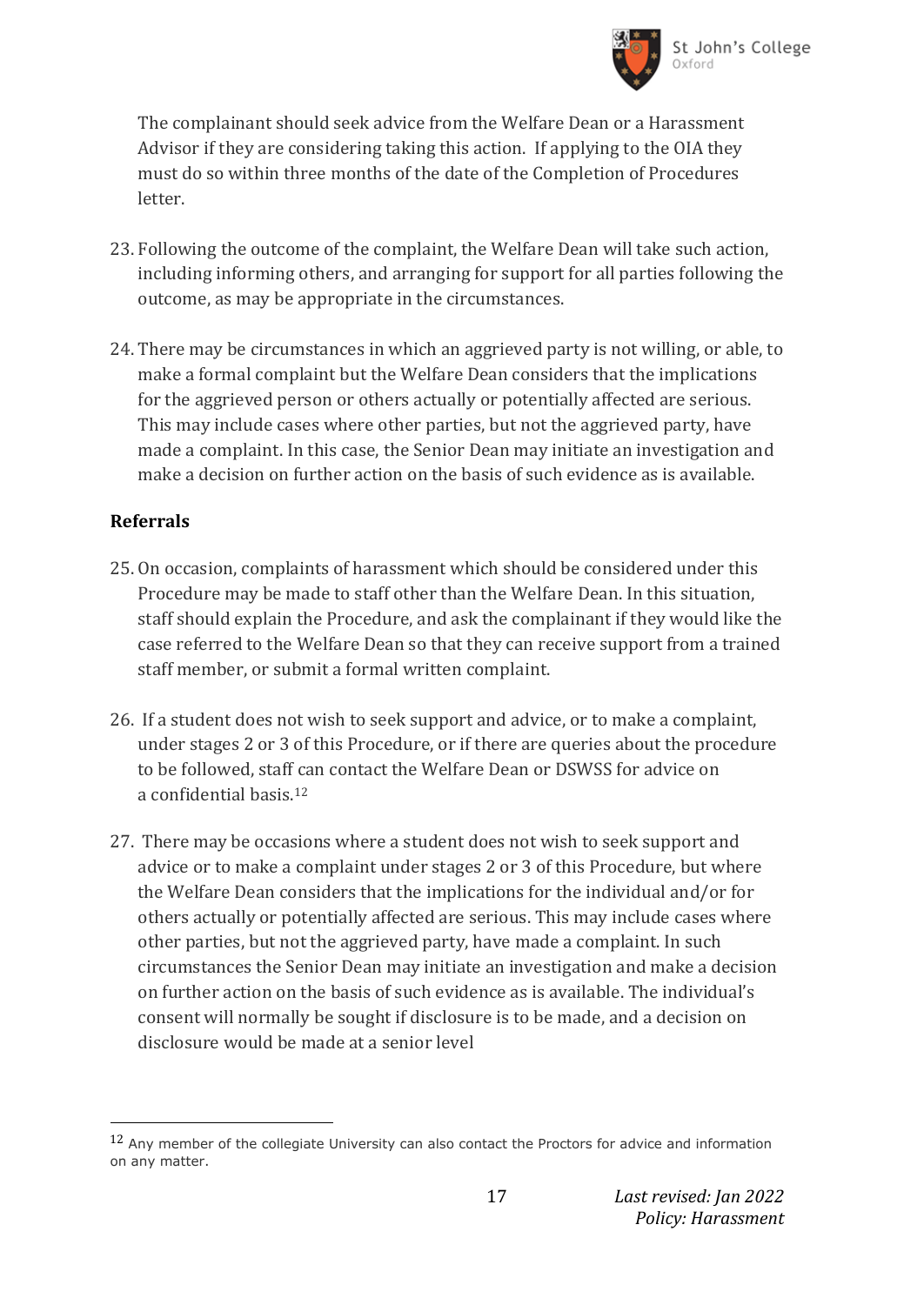The complainant should seek advice from the Welfare Dean or a Harassment Advisor if they are considering taking this action. If applying to the OIA they must do so within three months of the date of the Completion of Procedures letter.

23. Following the outcome of the complaint, the Welfare Dean will take such action, including informing others, and arranging for support for all parties following the outcome, as may be appropriate in the circumstances.

24. There may be circumstances in which an aggrieved party is not willing, or able, to make a formal complaint but the Welfare Dean considers that the implications for the aggrieved person or others actually or potentially affected are serious. This may include cases where other parties, but not the aggrieved party, have made a complaint. In this case, the Senior Dean may initiate an investigation and make a decision on further action on the basis of such evidence as is available.

**Referrals**

25. On occasion, complaints of harassment which should be considered under this Procedure may be made to staff other than the Welfare Dean. In this situation, staff should explain the Procedure, and ask the complainant if they would like the case referred to the Welfare Dean so that they can receive support from a trained staff member, or submit a formal written complaint.

26. If a student does not wish to seek support and advice, or to make a complaint, under stages 2 or 3 of this Procedure, or if there are queries about the procedure to be followed, staff can contact the Welfare Dean or DSWSS for advice on a confidential basis.[12]

27. There may be occasions where a student does not wish to seek support and advice or to make a complaint under stages 2 or 3 of this Procedure, but where the Welfare Dean considers that the implications for the individual and/or for others actually or potentially affected are serious. This may include cases where other parties, but not the aggrieved party, have made a complaint. In such circumstances the Senior Dean may initiate an investigation and make a decision on further action on the basis of such evidence as is available. The individual's consent will normally be sought if disclosure is to be made, and a decision on disclosure would be made at a senior level

[12] Any member of the collegiate University can also contact the Proctors for advice and information on any matter.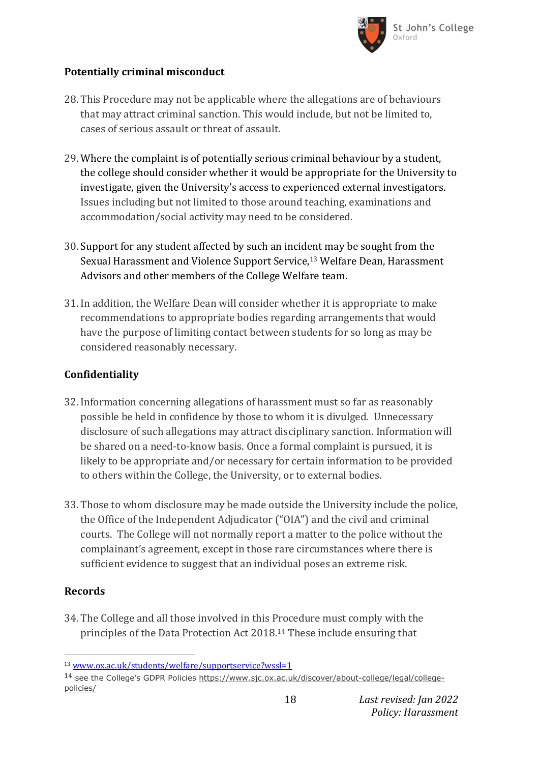## Potentially criminal misconduct

28. This Procedure may not be applicable where the allegations are of behaviours that may attract criminal sanction. This would include, but not be limited to, cases of serious assault or threat of assault.

29. Where the complaint is of potentially serious criminal behaviour by a student, the college should consider whether it would be appropriate for the University to investigate, given the University's access to experienced external investigators. Issues including but not limited to those around teaching, examinations and accommodation/social activity may need to be considered.

30. Support for any student affected by such an incident may be sought from the Sexual Harassment and Violence Support Service,[13] Welfare Dean, Harassment Advisors and other members of the College Welfare team.

31. In addition, the Welfare Dean will consider whether it is appropriate to make recommendations to appropriate bodies regarding arrangements that would have the purpose of limiting contact between students for so long as may be considered reasonably necessary.

## Confidentiality

32. Information concerning allegations of harassment must so far as reasonably possible be held in confidence by those to whom it is divulged. Unnecessary disclosure of such allegations may attract disciplinary sanction. Information will be shared on a need-to-know basis. Once a formal complaint is pursued, it is likely to be appropriate and/or necessary for certain information to be provided to others within the College, the University, or to external bodies.

33. Those to whom disclosure may be made outside the University include the police, the Office of the Independent Adjudicator ("OIA") and the civil and criminal courts. The College will not normally report a matter to the police without the complainant's agreement, except in those rare circumstances where there is sufficient evidence to suggest that an individual poses an extreme risk.

## Records

34. The College and all those involved in this Procedure must comply with the principles of the Data Protection Act 2018.[14] These include ensuring that

---

[13] www.ox.ac.uk/students/welfare/supportservice?wssl=1

[14] see the College's GDPR Policies https://www.sjc.ox.ac.uk/discover/about-college/legal/college-policies/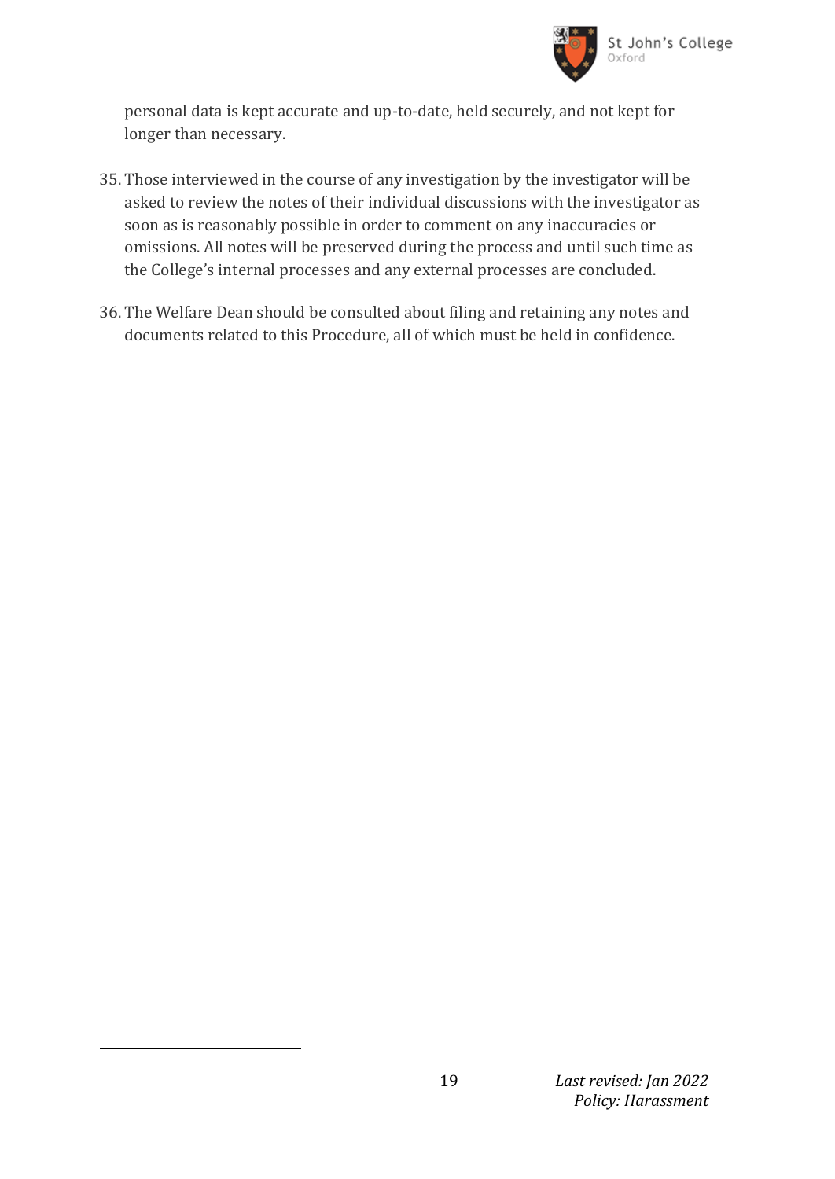personal data is kept accurate and up-to-date, held securely, and not kept for longer than necessary.

35. Those interviewed in the course of any investigation by the investigator will be asked to review the notes of their individual discussions with the investigator as soon as is reasonably possible in order to comment on any inaccuracies or omissions. All notes will be preserved during the process and until such time as the College's internal processes and any external processes are concluded.

36. The Welfare Dean should be consulted about filing and retaining any notes and documents related to this Procedure, all of which must be held in confidence.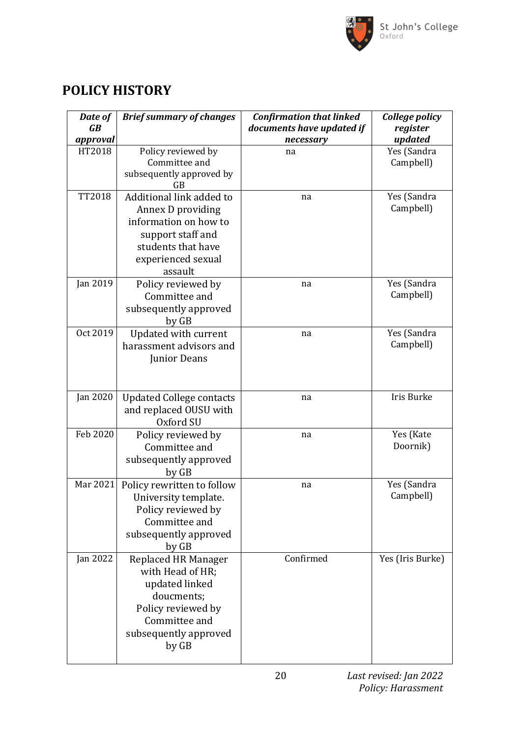## POLICY HISTORY

| *Date of GB approval* | *Brief summary of changes* | *Confirmation that linked documents have updated if necessary* | *College policy register updated* |
|---|---|---|---|
| HT2018 | Policy reviewed by Committee and subsequently approved by GB | na | Yes (Sandra Campbell) |
| TT2018 | Additional link added to Annex D providing information on how to support staff and students that have experienced sexual assault | na | Yes (Sandra Campbell) |
| Jan 2019 | Policy reviewed by Committee and subsequently approved by GB | na | Yes (Sandra Campbell) |
| Oct 2019 | Updated with current harassment advisors and Junior Deans | na | Yes (Sandra Campbell) |
| Jan 2020 | Updated College contacts and replaced OUSU with Oxford SU | na | Iris Burke |
| Feb 2020 | Policy reviewed by Committee and subsequently approved by GB | na | Yes (Kate Doornik) |
| Mar 2021 | Policy rewritten to follow University template. Policy reviewed by Committee and subsequently approved by GB | na | Yes (Sandra Campbell) |
| Jan 2022 | Replaced HR Manager with Head of HR; updated linked doucments; Policy reviewed by Committee and subsequently approved by GB | Confirmed | Yes (Iris Burke) |

*Last revised: Jan 2022*
*Policy: Harassment*